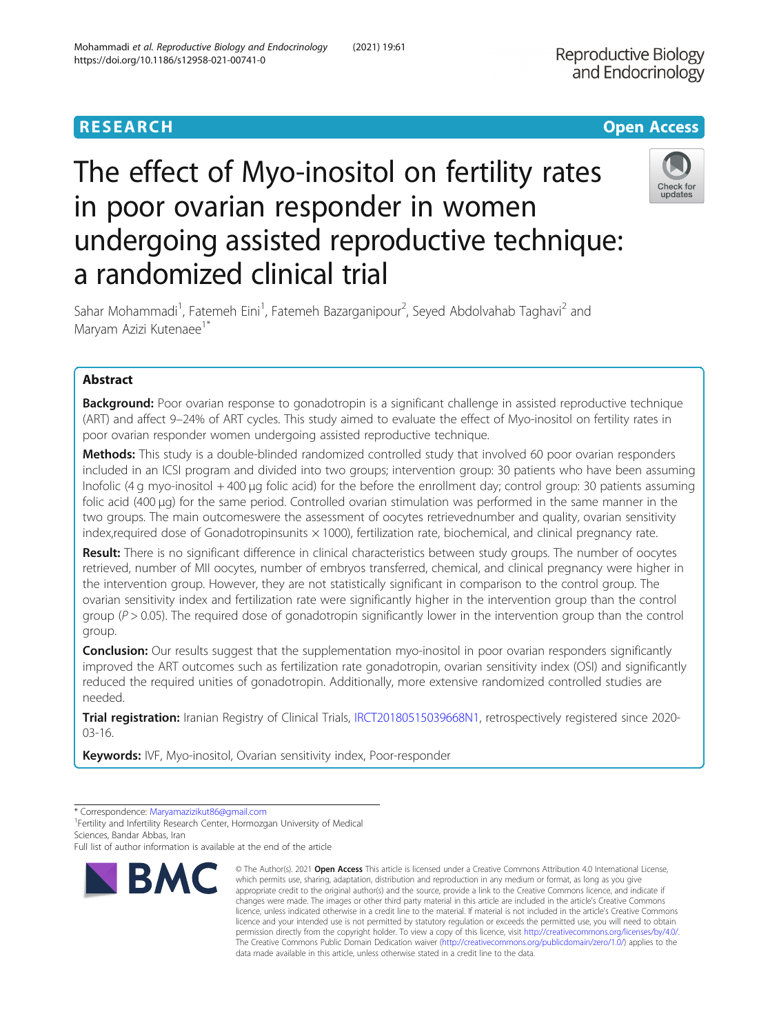# RESEARCH

# The effect of Myo-inositol on fertility rates in poor ovarian responder in women undergoing assisted reproductive technique: a randomized clinical trial

Sahar Mohammadi[1], Fatemeh Eini[1], Fatemeh Bazarganipour[2], Seyed Abdolvahab Taghavi[2] and Maryam Azizi Kutenaee[1*]

## Abstract

**Background:** Poor ovarian response to gonadotropin is a significant challenge in assisted reproductive technique (ART) and affect 9–24% of ART cycles. This study aimed to evaluate the effect of Myo-inositol on fertility rates in poor ovarian responder women undergoing assisted reproductive technique.

**Methods:** This study is a double-blinded randomized controlled study that involved 60 poor ovarian responders included in an ICSI program and divided into two groups; intervention group: 30 patients who have been assuming Inofolic (4 g myo-inositol + 400 μg folic acid) for the before the enrollment day; control group: 30 patients assuming folic acid (400 μg) for the same period. Controlled ovarian stimulation was performed in the same manner in the two groups. The main outcomeswere the assessment of oocytes retrievednumber and quality, ovarian sensitivity index,required dose of Gonadotropinsunits × 1000), fertilization rate, biochemical, and clinical pregnancy rate.

**Result:** There is no significant difference in clinical characteristics between study groups. The number of oocytes retrieved, number of MII oocytes, number of embryos transferred, chemical, and clinical pregnancy were higher in the intervention group. However, they are not statistically significant in comparison to the control group. The ovarian sensitivity index and fertilization rate were significantly higher in the intervention group than the control group ($P > 0.05$). The required dose of gonadotropin significantly lower in the intervention group than the control group.

**Conclusion:** Our results suggest that the supplementation myo-inositol in poor ovarian responders significantly improved the ART outcomes such as fertilization rate gonadotropin, ovarian sensitivity index (OSI) and significantly reduced the required unities of gonadotropin. Additionally, more extensive randomized controlled studies are needed.

**Trial registration:** Iranian Registry of Clinical Trials, IRCT20180515039668N1, retrospectively registered since 2020-03-16.

**Keywords:** IVF, Myo-inositol, Ovarian sensitivity index, Poor-responder

* Correspondence: Maryamazizikut86@gmail.com
[1]Fertility and Infertility Research Center, Hormozgan University of Medical Sciences, Bandar Abbas, Iran
Full list of author information is available at the end of the article

© The Author(s). 2021 **Open Access** This article is licensed under a Creative Commons Attribution 4.0 International License, which permits use, sharing, adaptation, distribution and reproduction in any medium or format, as long as you give appropriate credit to the original author(s) and the source, provide a link to the Creative Commons licence, and indicate if changes were made. The images or other third party material in this article are included in the article's Creative Commons licence, unless indicated otherwise in a credit line to the material. If material is not included in the article's Creative Commons licence and your intended use is not permitted by statutory regulation or exceeds the permitted use, you will need to obtain permission directly from the copyright holder. To view a copy of this licence, visit http://creativecommons.org/licenses/by/4.0/. The Creative Commons Public Domain Dedication waiver (http://creativecommons.org/publicdomain/zero/1.0/) applies to the data made available in this article, unless otherwise stated in a credit line to the data.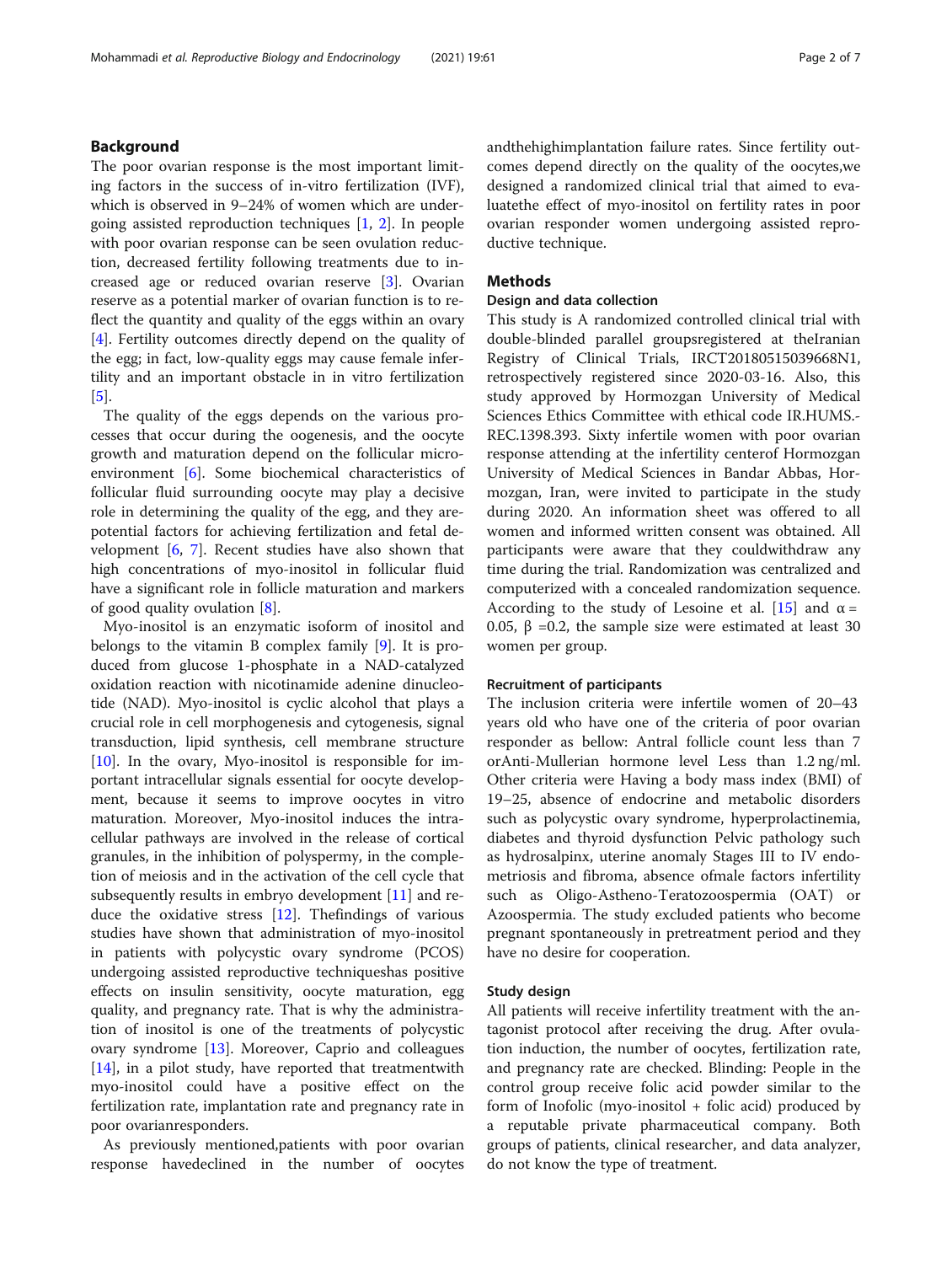## Background

The poor ovarian response is the most important limiting factors in the success of in-vitro fertilization (IVF), which is observed in 9–24% of women which are undergoing assisted reproduction techniques [1, 2]. In people with poor ovarian response can be seen ovulation reduction, decreased fertility following treatments due to increased age or reduced ovarian reserve [3]. Ovarian reserve as a potential marker of ovarian function is to reflect the quantity and quality of the eggs within an ovary [4]. Fertility outcomes directly depend on the quality of the egg; in fact, low-quality eggs may cause female infertility and an important obstacle in in vitro fertilization [5].

The quality of the eggs depends on the various processes that occur during the oogenesis, and the oocyte growth and maturation depend on the follicular microenvironment [6]. Some biochemical characteristics of follicular fluid surrounding oocyte may play a decisive role in determining the quality of the egg, and they arepotential factors for achieving fertilization and fetal development [6, 7]. Recent studies have also shown that high concentrations of myo-inositol in follicular fluid have a significant role in follicle maturation and markers of good quality ovulation [8].

Myo-inositol is an enzymatic isoform of inositol and belongs to the vitamin B complex family [9]. It is produced from glucose 1-phosphate in a NAD-catalyzed oxidation reaction with nicotinamide adenine dinucleotide (NAD). Myo-inositol is cyclic alcohol that plays a crucial role in cell morphogenesis and cytogenesis, signal transduction, lipid synthesis, cell membrane structure [10]. In the ovary, Myo-inositol is responsible for important intracellular signals essential for oocyte development, because it seems to improve oocytes in vitro maturation. Moreover, Myo-inositol induces the intracellular pathways are involved in the release of cortical granules, in the inhibition of polyspermy, in the completion of meiosis and in the activation of the cell cycle that subsequently results in embryo development [11] and reduce the oxidative stress [12]. Thefindings of various studies have shown that administration of myo-inositol in patients with polycystic ovary syndrome (PCOS) undergoing assisted reproductive techniqueshas positive effects on insulin sensitivity, oocyte maturation, egg quality, and pregnancy rate. That is why the administration of inositol is one of the treatments of polycystic ovary syndrome [13]. Moreover, Caprio and colleagues [14], in a pilot study, have reported that treatmentwith myo-inositol could have a positive effect on the fertilization rate, implantation rate and pregnancy rate in poor ovarianresponders.

As previously mentioned,patients with poor ovarian response havedeclined in the number of oocytes andthehighimplantation failure rates. Since fertility outcomes depend directly on the quality of the oocytes,we designed a randomized clinical trial that aimed to evaluatethe effect of myo-inositol on fertility rates in poor ovarian responder women undergoing assisted reproductive technique.

## Methods

### Design and data collection

This study is A randomized controlled clinical trial with double-blinded parallel groupsregistered at theIranian Registry of Clinical Trials, IRCT20180515039668N1, retrospectively registered since 2020-03-16. Also, this study approved by Hormozgan University of Medical Sciences Ethics Committee with ethical code IR.HUMS.-REC.1398.393. Sixty infertile women with poor ovarian response attending at the infertility centerof Hormozgan University of Medical Sciences in Bandar Abbas, Hormozgan, Iran, were invited to participate in the study during 2020. An information sheet was offered to all women and informed written consent was obtained. All participants were aware that they couldwithdraw any time during the trial. Randomization was centralized and computerized with a concealed randomization sequence. According to the study of Lesoine et al. [15] and $\alpha = 0.05$, $\beta = 0.2$, the sample size were estimated at least 30 women per group.

### Recruitment of participants

The inclusion criteria were infertile women of 20–43 years old who have one of the criteria of poor ovarian responder as bellow: Antral follicle count less than 7 orAnti-Mullerian hormone level Less than 1.2 ng/ml. Other criteria were Having a body mass index (BMI) of 19–25, absence of endocrine and metabolic disorders such as polycystic ovary syndrome, hyperprolactinemia, diabetes and thyroid dysfunction Pelvic pathology such as hydrosalpinx, uterine anomaly Stages III to IV endometriosis and fibroma, absence ofmale factors infertility such as Oligo-Astheno-Teratozoospermia (OAT) or Azoospermia. The study excluded patients who become pregnant spontaneously in pretreatment period and they have no desire for cooperation.

### Study design

All patients will receive infertility treatment with the antagonist protocol after receiving the drug. After ovulation induction, the number of oocytes, fertilization rate, and pregnancy rate are checked. Blinding: People in the control group receive folic acid powder similar to the form of Inofolic (myo-inositol + folic acid) produced by a reputable private pharmaceutical company. Both groups of patients, clinical researcher, and data analyzer, do not know the type of treatment.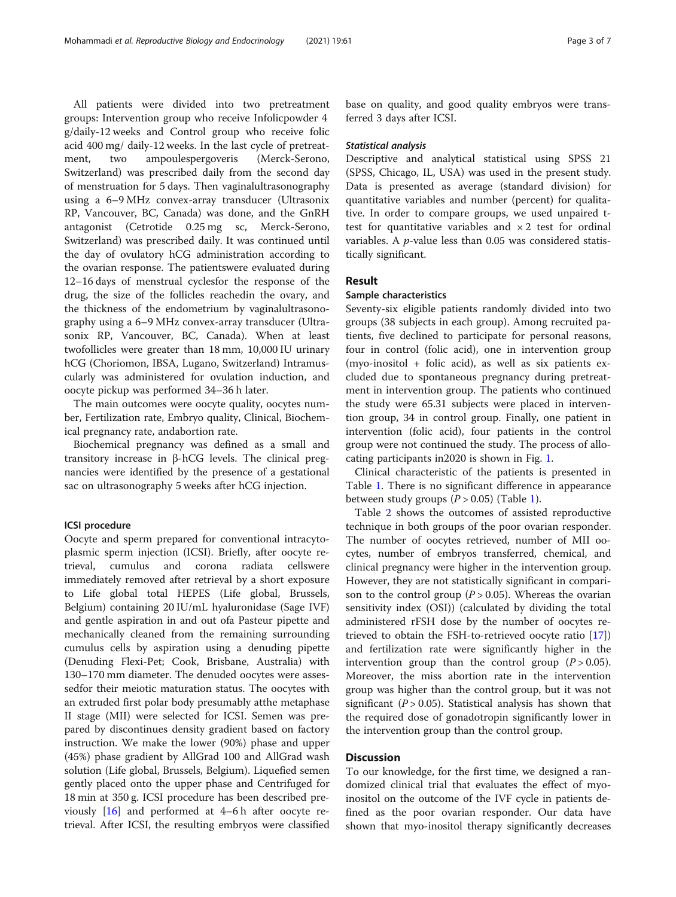All patients were divided into two pretreatment groups: Intervention group who receive Infolicpowder 4 g/daily-12 weeks and Control group who receive folic acid 400 mg/ daily-12 weeks. In the last cycle of pretreatment, two ampoulespergoveris (Merck-Serono, Switzerland) was prescribed daily from the second day of menstruation for 5 days. Then vaginalultrasonography using a 6–9 MHz convex-array transducer (Ultrasonix RP, Vancouver, BC, Canada) was done, and the GnRH antagonist (Cetrotide 0.25 mg sc, Merck-Serono, Switzerland) was prescribed daily. It was continued until the day of ovulatory hCG administration according to the ovarian response. The patientswere evaluated during 12–16 days of menstrual cyclesfor the response of the drug, the size of the follicles reachedin the ovary, and the thickness of the endometrium by vaginalultrasonography using a 6–9 MHz convex-array transducer (Ultrasonix RP, Vancouver, BC, Canada). When at least twofollicles were greater than 18 mm, 10,000 IU urinary hCG (Choriomon, IBSA, Lugano, Switzerland) Intramuscularly was administered for ovulation induction, and oocyte pickup was performed 34–36 h later.

The main outcomes were oocyte quality, oocytes number, Fertilization rate, Embryo quality, Clinical, Biochemical pregnancy rate, andabortion rate.

Biochemical pregnancy was defined as a small and transitory increase in β-hCG levels. The clinical pregnancies were identified by the presence of a gestational sac on ultrasonography 5 weeks after hCG injection.

#### ICSI procedure

Oocyte and sperm prepared for conventional intracytoplasmic sperm injection (ICSI). Briefly, after oocyte retrieval, cumulus and corona radiata cellswere immediately removed after retrieval by a short exposure to Life global total HEPES (Life global, Brussels, Belgium) containing 20 IU/mL hyaluronidase (Sage IVF) and gentle aspiration in and out ofa Pasteur pipette and mechanically cleaned from the remaining surrounding cumulus cells by aspiration using a denuding pipette (Denuding Flexi-Pet; Cook, Brisbane, Australia) with 130–170 mm diameter. The denuded oocytes were assessedfor their meiotic maturation status. The oocytes with an extruded first polar body presumably atthe metaphase II stage (MII) were selected for ICSI. Semen was prepared by discontinues density gradient based on factory instruction. We make the lower (90%) phase and upper (45%) phase gradient by AllGrad 100 and AllGrad wash solution (Life global, Brussels, Belgium). Liquefied semen gently placed onto the upper phase and Centrifuged for 18 min at 350 g. ICSI procedure has been described previously [16] and performed at 4–6 h after oocyte retrieval. After ICSI, the resulting embryos were classified base on quality, and good quality embryos were transferred 3 days after ICSI.

#### *Statistical analysis*

Descriptive and analytical statistical using SPSS 21 (SPSS, Chicago, IL, USA) was used in the present study. Data is presented as average (standard division) for quantitative variables and number (percent) for qualitative. In order to compare groups, we used unpaired t-test for quantitative variables and $\times 2$ test for ordinal variables. A *p*-value less than 0.05 was considered statistically significant.

## Result

### Sample characteristics

Seventy-six eligible patients randomly divided into two groups (38 subjects in each group). Among recruited patients, five declined to participate for personal reasons, four in control (folic acid), one in intervention group (myo-inositol + folic acid), as well as six patients excluded due to spontaneous pregnancy during pretreatment in intervention group. The patients who continued the study were 65.31 subjects were placed in intervention group, 34 in control group. Finally, one patient in intervention (folic acid), four patients in the control group were not continued the study. The process of allocating participants in2020 is shown in Fig. 1.

Clinical characteristic of the patients is presented in Table 1. There is no significant difference in appearance between study groups ($P > 0.05$) (Table 1).

Table 2 shows the outcomes of assisted reproductive technique in both groups of the poor ovarian responder. The number of oocytes retrieved, number of MII oocytes, number of embryos transferred, chemical, and clinical pregnancy were higher in the intervention group. However, they are not statistically significant in comparison to the control group ($P > 0.05$). Whereas the ovarian sensitivity index (OSI)) (calculated by dividing the total administered rFSH dose by the number of oocytes retrieved to obtain the FSH-to-retrieved oocyte ratio [17]) and fertilization rate were significantly higher in the intervention group than the control group ($P > 0.05$). Moreover, the miss abortion rate in the intervention group was higher than the control group, but it was not significant ($P > 0.05$). Statistical analysis has shown that the required dose of gonadotropin significantly lower in the intervention group than the control group.

## Discussion

To our knowledge, for the first time, we designed a randomized clinical trial that evaluates the effect of myo-inositol on the outcome of the IVF cycle in patients defined as the poor ovarian responder. Our data have shown that myo-inositol therapy significantly decreases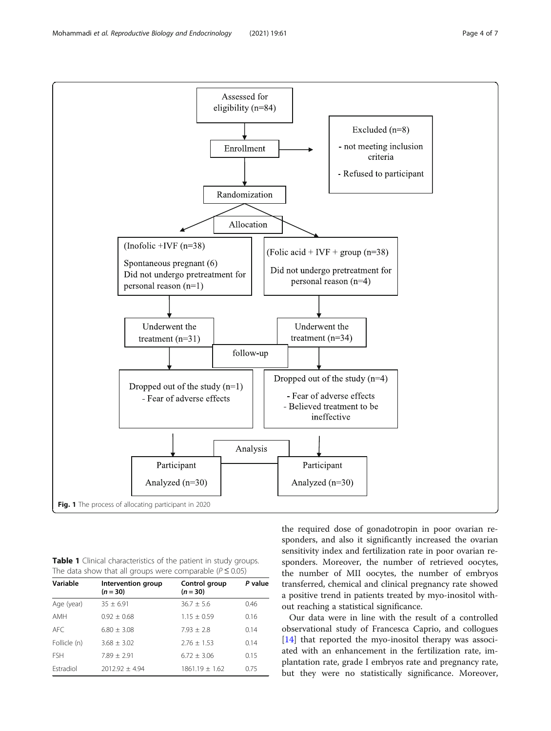Assessed for eligibility (n=84)

Enrollment

Excluded (n=8)
- not meeting inclusion criteria
- Refused to participant

Randomization

Allocation

(Inofolic +IVF (n=38)
Spontaneous pregnant (6)
Did not undergo pretreatment for personal reason (n=1)

(Folic acid + IVF + group (n=38)
Did not undergo pretreatment for personal reason (n=4)

Underwent the treatment (n=31)

Underwent the treatment (n=34)

follow-up

Dropped out of the study (n=1)
- Fear of adverse effects

Dropped out of the study (n=4)
- Fear of adverse effects
- Believed treatment to be ineffective

Analysis

Participant Analyzed (n=30)

Participant Analyzed (n=30)

**Fig. 1** The process of allocating participant in 2020

**Table 1** Clinical characteristics of the patient in study groups. The data show that all groups were comparable ($P \leq 0.05$)

| Variable | Intervention group ($n = 30$) | Control group ($n = 30$) | *P* value |
|---|---|---|---|
| Age (year) | 35 ± 6.91 | 36.7 ± 5.6 | 0.46 |
| AMH | 0.92 ± 0.68 | 1.15 ± 0.59 | 0.16 |
| AFC | 6.80 ± 3.08 | 7.93 ± 2.8 | 0.14 |
| Follicle (n) | 3.68 ± 3.02 | 2.76 ± 1.53 | 0.14 |
| FSH | 7.89 ± 2.91 | 6.72 ± 3.06 | 0.15 |
| Estradiol | 2012.92 ± 4.94 | 1861.19 ± 1.62 | 0.75 |

the required dose of gonadotropin in poor ovarian responders, and also it significantly increased the ovarian sensitivity index and fertilization rate in poor ovarian responders. Moreover, the number of retrieved oocytes, the number of MII oocytes, the number of embryos transferred, chemical and clinical pregnancy rate showed a positive trend in patients treated by myo-inositol without reaching a statistical significance.

Our data were in line with the result of a controlled observational study of Francesca Caprio, and collogues [14] that reported the myo-inositol therapy was associated with an enhancement in the fertilization rate, implantation rate, grade I embryos rate and pregnancy rate, but they were no statistically significance. Moreover,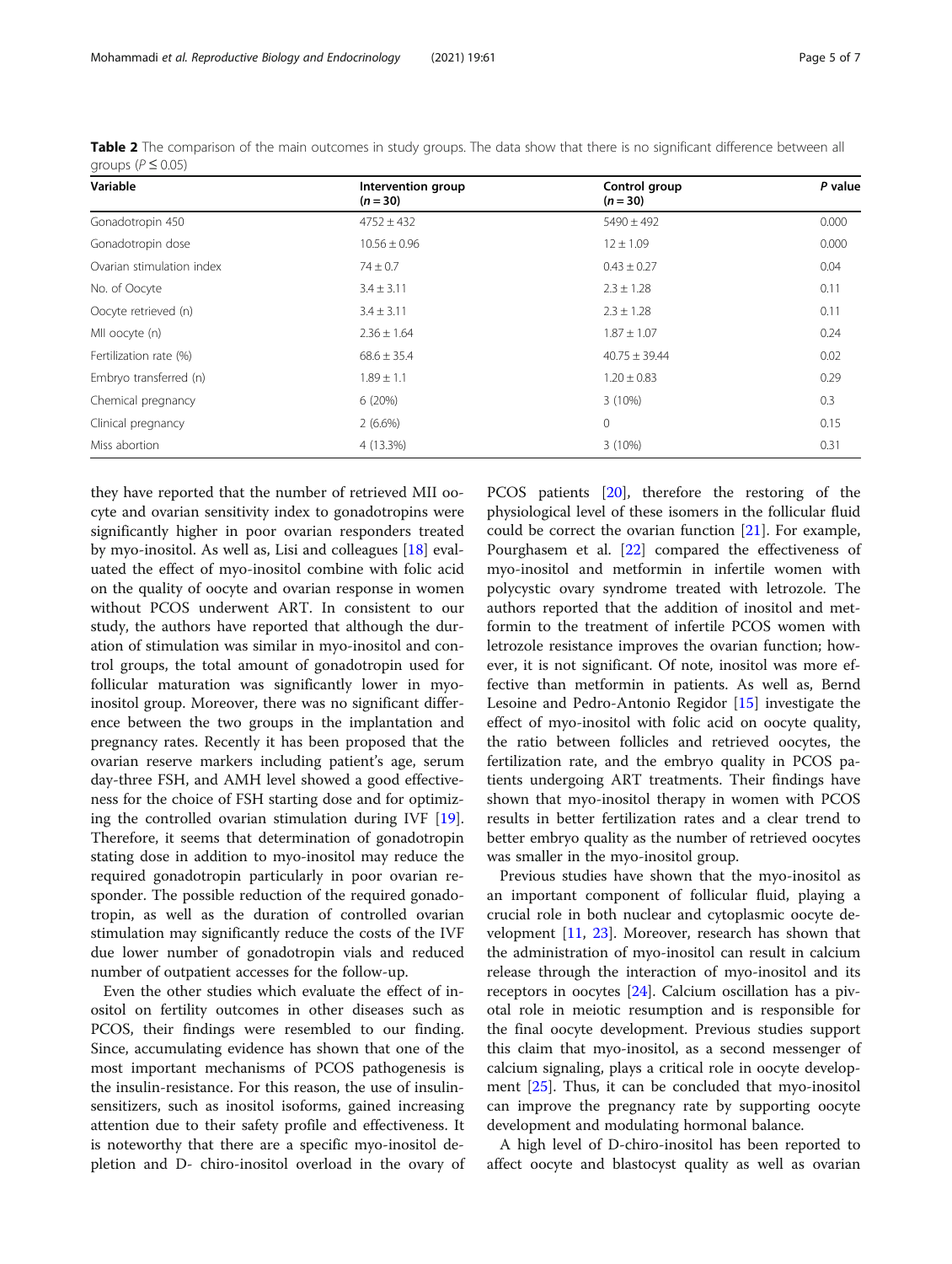**Table 2** The comparison of the main outcomes in study groups. The data show that there is no significant difference between all groups ($P \leq 0.05$)

| Variable | Intervention group (n = 30) | Control group (n = 30) | P value |
|---|---|---|---|
| Gonadotropin 450 | 4752 ± 432 | 5490 ± 492 | 0.000 |
| Gonadotropin dose | 10.56 ± 0.96 | 12 ± 1.09 | 0.000 |
| Ovarian stimulation index | 74 ± 0.7 | 0.43 ± 0.27 | 0.04 |
| No. of Oocyte | 3.4 ± 3.11 | 2.3 ± 1.28 | 0.11 |
| Oocyte retrieved (n) | 3.4 ± 3.11 | 2.3 ± 1.28 | 0.11 |
| MII oocyte (n) | 2.36 ± 1.64 | 1.87 ± 1.07 | 0.24 |
| Fertilization rate (%) | 68.6 ± 35.4 | 40.75 ± 39.44 | 0.02 |
| Embryo transferred (n) | 1.89 ± 1.1 | 1.20 ± 0.83 | 0.29 |
| Chemical pregnancy | 6 (20%) | 3 (10%) | 0.3 |
| Clinical pregnancy | 2 (6.6%) | 0 | 0.15 |
| Miss abortion | 4 (13.3%) | 3 (10%) | 0.31 |

they have reported that the number of retrieved MII oocyte and ovarian sensitivity index to gonadotropins were significantly higher in poor ovarian responders treated by myo-inositol. As well as, Lisi and colleagues [18] evaluated the effect of myo-inositol combine with folic acid on the quality of oocyte and ovarian response in women without PCOS underwent ART. In consistent to our study, the authors have reported that although the duration of stimulation was similar in myo-inositol and control groups, the total amount of gonadotropin used for follicular maturation was significantly lower in myo-inositol group. Moreover, there was no significant difference between the two groups in the implantation and pregnancy rates. Recently it has been proposed that the ovarian reserve markers including patient's age, serum day-three FSH, and AMH level showed a good effectiveness for the choice of FSH starting dose and for optimizing the controlled ovarian stimulation during IVF [19]. Therefore, it seems that determination of gonadotropin stating dose in addition to myo-inositol may reduce the required gonadotropin particularly in poor ovarian responder. The possible reduction of the required gonadotropin, as well as the duration of controlled ovarian stimulation may significantly reduce the costs of the IVF due lower number of gonadotropin vials and reduced number of outpatient accesses for the follow-up.

Even the other studies which evaluate the effect of inositol on fertility outcomes in other diseases such as PCOS, their findings were resembled to our finding. Since, accumulating evidence has shown that one of the most important mechanisms of PCOS pathogenesis is the insulin-resistance. For this reason, the use of insulin-sensitizers, such as inositol isoforms, gained increasing attention due to their safety profile and effectiveness. It is noteworthy that there are a specific myo-inositol depletion and D- chiro-inositol overload in the ovary of PCOS patients [20], therefore the restoring of the physiological level of these isomers in the follicular fluid could be correct the ovarian function [21]. For example, Pourghasem et al. [22] compared the effectiveness of myo-inositol and metformin in infertile women with polycystic ovary syndrome treated with letrozole. The authors reported that the addition of inositol and metformin to the treatment of infertile PCOS women with letrozole resistance improves the ovarian function; however, it is not significant. Of note, inositol was more effective than metformin in patients. As well as, Bernd Lesoine and Pedro-Antonio Regidor [15] investigate the effect of myo-inositol with folic acid on oocyte quality, the ratio between follicles and retrieved oocytes, the fertilization rate, and the embryo quality in PCOS patients undergoing ART treatments. Their findings have shown that myo-inositol therapy in women with PCOS results in better fertilization rates and a clear trend to better embryo quality as the number of retrieved oocytes was smaller in the myo-inositol group.

Previous studies have shown that the myo-inositol as an important component of follicular fluid, playing a crucial role in both nuclear and cytoplasmic oocyte development [11, 23]. Moreover, research has shown that the administration of myo-inositol can result in calcium release through the interaction of myo-inositol and its receptors in oocytes [24]. Calcium oscillation has a pivotal role in meiotic resumption and is responsible for the final oocyte development. Previous studies support this claim that myo-inositol, as a second messenger of calcium signaling, plays a critical role in oocyte development [25]. Thus, it can be concluded that myo-inositol can improve the pregnancy rate by supporting oocyte development and modulating hormonal balance.

A high level of D-chiro-inositol has been reported to affect oocyte and blastocyst quality as well as ovarian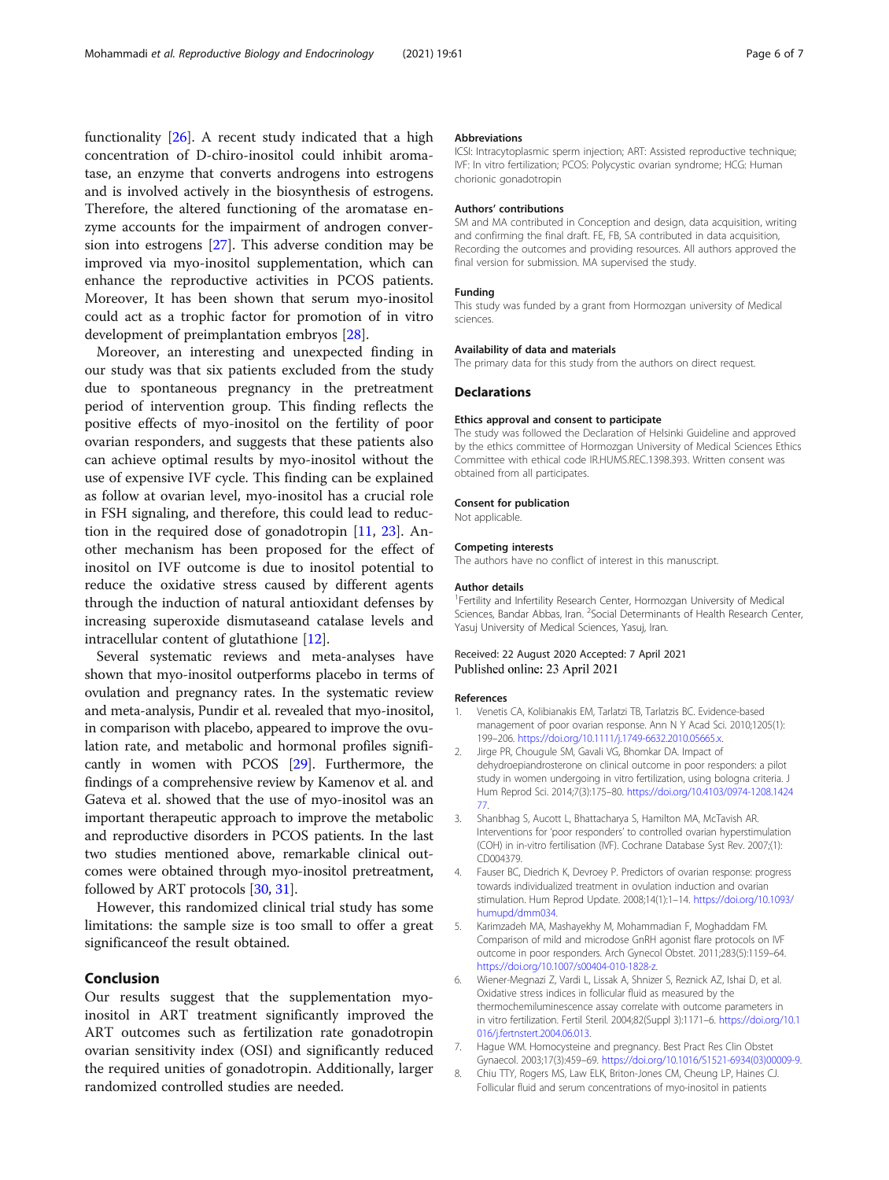functionality [26]. A recent study indicated that a high concentration of D-chiro-inositol could inhibit aromatase, an enzyme that converts androgens into estrogens and is involved actively in the biosynthesis of estrogens. Therefore, the altered functioning of the aromatase enzyme accounts for the impairment of androgen conversion into estrogens [27]. This adverse condition may be improved via myo-inositol supplementation, which can enhance the reproductive activities in PCOS patients. Moreover, It has been shown that serum myo-inositol could act as a trophic factor for promotion of in vitro development of preimplantation embryos [28].

Moreover, an interesting and unexpected finding in our study was that six patients excluded from the study due to spontaneous pregnancy in the pretreatment period of intervention group. This finding reflects the positive effects of myo-inositol on the fertility of poor ovarian responders, and suggests that these patients also can achieve optimal results by myo-inositol without the use of expensive IVF cycle. This finding can be explained as follow at ovarian level, myo-inositol has a crucial role in FSH signaling, and therefore, this could lead to reduction in the required dose of gonadotropin [11, 23]. Another mechanism has been proposed for the effect of inositol on IVF outcome is due to inositol potential to reduce the oxidative stress caused by different agents through the induction of natural antioxidant defenses by increasing superoxide dismutaseand catalase levels and intracellular content of glutathione [12].

Several systematic reviews and meta-analyses have shown that myo-inositol outperforms placebo in terms of ovulation and pregnancy rates. In the systematic review and meta-analysis, Pundir et al. revealed that myo-inositol, in comparison with placebo, appeared to improve the ovulation rate, and metabolic and hormonal profiles significantly in women with PCOS [29]. Furthermore, the findings of a comprehensive review by Kamenov et al. and Gateva et al. showed that the use of myo-inositol was an important therapeutic approach to improve the metabolic and reproductive disorders in PCOS patients. In the last two studies mentioned above, remarkable clinical outcomes were obtained through myo-inositol pretreatment, followed by ART protocols [30, 31].

However, this randomized clinical trial study has some limitations: the sample size is too small to offer a great significanceof the result obtained.

## Conclusion

Our results suggest that the supplementation myo-inositol in ART treatment significantly improved the ART outcomes such as fertilization rate gonadotropin ovarian sensitivity index (OSI) and significantly reduced the required unities of gonadotropin. Additionally, larger randomized controlled studies are needed.

### Abbreviations

ICSI: Intracytoplasmic sperm injection; ART: Assisted reproductive technique; IVF: In vitro fertilization; PCOS: Polycystic ovarian syndrome; HCG: Human chorionic gonadotropin

### Authors' contributions

SM and MA contributed in Conception and design, data acquisition, writing and confirming the final draft. FE, FB, SA contributed in data acquisition, Recording the outcomes and providing resources. All authors approved the final version for submission. MA supervised the study.

### Funding

This study was funded by a grant from Hormozgan university of Medical sciences.

### Availability of data and materials

The primary data for this study from the authors on direct request.

## Declarations

### Ethics approval and consent to participate

The study was followed the Declaration of Helsinki Guideline and approved by the ethics committee of Hormozgan University of Medical Sciences Ethics Committee with ethical code IR.HUMS.REC.1398.393. Written consent was obtained from all participates.

### Consent for publication

Not applicable.

### Competing interests

The authors have no conflict of interest in this manuscript.

### Author details

[1]Fertility and Infertility Research Center, Hormozgan University of Medical Sciences, Bandar Abbas, Iran. [2]Social Determinants of Health Research Center, Yasuj University of Medical Sciences, Yasuj, Iran.

Received: 22 August 2020 Accepted: 7 April 2021
Published online: 23 April 2021

### References

1. Venetis CA, Kolibianakis EM, Tarlatzi TB, Tarlatzis BC. Evidence-based management of poor ovarian response. Ann N Y Acad Sci. 2010;1205(1): 199–206. https://doi.org/10.1111/j.1749-6632.2010.05665.x.
2. Jirge PR, Chougule SM, Gavali VG, Bhomkar DA. Impact of dehydroepiandrosterone on clinical outcome in poor responders: a pilot study in women undergoing in vitro fertilization, using bologna criteria. J Hum Reprod Sci. 2014;7(3):175–80. https://doi.org/10.4103/0974-1208.142477.
3. Shanbhag S, Aucott L, Bhattacharya S, Hamilton MA, McTavish AR. Interventions for 'poor responders' to controlled ovarian hyperstimulation (COH) in in-vitro fertilisation (IVF). Cochrane Database Syst Rev. 2007;(1): CD004379.
4. Fauser BC, Diedrich K, Devroey P. Predictors of ovarian response: progress towards individualized treatment in ovulation induction and ovarian stimulation. Hum Reprod Update. 2008;14(1):1–14. https://doi.org/10.1093/humupd/dmm034.
5. Karimzadeh MA, Mashayekhy M, Mohammadian F, Moghaddam FM. Comparison of mild and microdose GnRH agonist flare protocols on IVF outcome in poor responders. Arch Gynecol Obstet. 2011;283(5):1159–64. https://doi.org/10.1007/s00404-010-1828-z.
6. Wiener-Megnazi Z, Vardi L, Lissak A, Shnizer S, Reznick AZ, Ishai D, et al. Oxidative stress indices in follicular fluid as measured by the thermochemiluminescence assay correlate with outcome parameters in in vitro fertilization. Fertil Steril. 2004;82(Suppl 3):1171–6. https://doi.org/10.1016/j.fertnstert.2004.06.013.
7. Hague WM. Homocysteine and pregnancy. Best Pract Res Clin Obstet Gynaecol. 2003;17(3):459–69. https://doi.org/10.1016/S1521-6934(03)00009-9.
8. Chiu TTY, Rogers MS, Law ELK, Briton-Jones CM, Cheung LP, Haines CJ. Follicular fluid and serum concentrations of myo-inositol in patients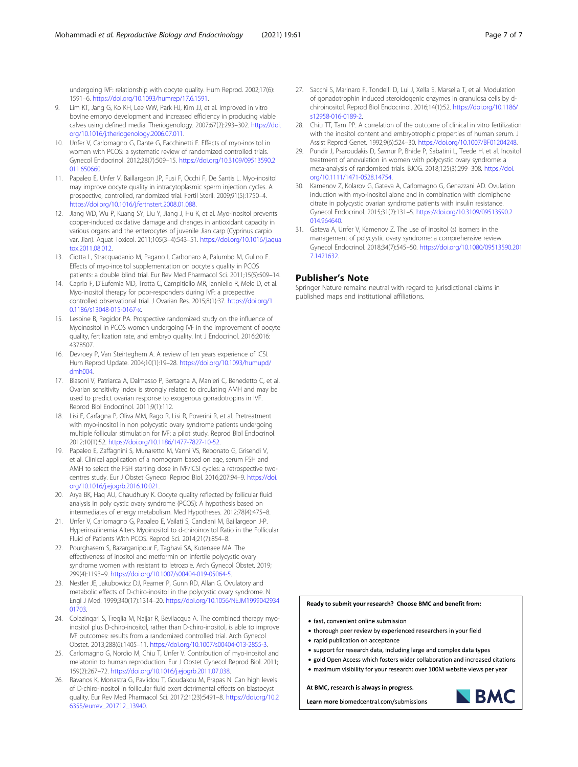undergoing IVF: relationship with oocyte quality. Hum Reprod. 2002;17(6): 1591–6. https://doi.org/10.1093/humrep/17.6.1591.

9. Lim KT, Jang G, Ko KH, Lee WW, Park HJ, Kim JJ, et al. Improved in vitro bovine embryo development and increased efficiency in producing viable calves using defined media. Theriogenology. 2007;67(2):293–302. https://doi.org/10.1016/j.theriogenology.2006.07.011.
10. Unfer V, Carlomagno G, Dante G, Facchinetti F. Effects of myo-inositol in women with PCOS: a systematic review of randomized controlled trials. Gynecol Endocrinol. 2012;28(7):509–15. https://doi.org/10.3109/09513590.2011.650660.
11. Papaleo E, Unfer V, Baillargeon JP, Fusi F, Occhi F, De Santis L. Myo-inositol may improve oocyte quality in intracytoplasmic sperm injection cycles. A prospective, controlled, randomized trial. Fertil Steril. 2009;91(5):1750–4. https://doi.org/10.1016/j.fertnstert.2008.01.088.
12. Jiang WD, Wu P, Kuang SY, Liu Y, Jiang J, Hu K, et al. Myo-inositol prevents copper-induced oxidative damage and changes in antioxidant capacity in various organs and the enterocytes of juvenile Jian carp (Cyprinus carpio var. Jian). Aquat Toxicol. 2011;105(3–4):543–51. https://doi.org/10.1016/j.aquatox.2011.08.012.
13. Ciotta L, Stracquadanio M, Pagano I, Carbonaro A, Palumbo M, Gulino F. Effects of myo-inositol supplementation on oocyte's quality in PCOS patients: a double blind trial. Eur Rev Med Pharmacol Sci. 2011;15(5):509–14.
14. Caprio F, D'Eufemia MD, Trotta C, Campitiello MR, Ianniello R, Mele D, et al. Myo-inositol therapy for poor-responders during IVF: a prospective controlled observational trial. J Ovarian Res. 2015;8(1):37. https://doi.org/10.1186/s13048-015-0167-x.
15. Lesoine B, Regidor PA. Prospective randomized study on the influence of Myoinositol in PCOS women undergoing IVF in the improvement of oocyte quality, fertilization rate, and embryo quality. Int J Endocrinol. 2016;2016: 4378507.
16. Devroey P, Van Steirteghem A. A review of ten years experience of ICSI. Hum Reprod Update. 2004;10(1):19–28. https://doi.org/10.1093/humupd/dmh004.
17. Biasoni V, Patriarca A, Dalmasso P, Bertagna A, Manieri C, Benedetto C, et al. Ovarian sensitivity index is strongly related to circulating AMH and may be used to predict ovarian response to exogenous gonadotropins in IVF. Reprod Biol Endocrinol. 2011;9(1):112.
18. Lisi F, Carfagna P, Oliva MM, Rago R, Lisi R, Poverini R, et al. Pretreatment with myo-inositol in non polycystic ovary syndrome patients undergoing multiple follicular stimulation for IVF: a pilot study. Reprod Biol Endocrinol. 2012;10(1):52. https://doi.org/10.1186/1477-7827-10-52.
19. Papaleo E, Zaffagnini S, Munaretto M, Vanni VS, Rebonato G, Grisendi V, et al. Clinical application of a nomogram based on age, serum FSH and AMH to select the FSH starting dose in IVF/ICSI cycles: a retrospective two-centres study. Eur J Obstet Gynecol Reprod Biol. 2016;207:94–9. https://doi.org/10.1016/j.ejogrb.2016.10.021.
20. Arya BK, Haq AU, Chaudhury K. Oocyte quality reflected by follicular fluid analysis in poly cystic ovary syndrome (PCOS): A hypothesis based on intermediates of energy metabolism. Med Hypotheses. 2012;78(4):475–8.
21. Unfer V, Carlomagno G, Papaleo E, Vailati S, Candiani M, Baillargeon J-P. Hyperinsulinemia Alters Myoinositol to d-chiroinositol Ratio in the Follicular Fluid of Patients With PCOS. Reprod Sci. 2014;21(7):854–8.
22. Pourghasem S, Bazarganipour F, Taghavi SA, Kutenaee MA. The effectiveness of inositol and metformin on infertile polycystic ovary syndrome women with resistant to letrozole. Arch Gynecol Obstet. 2019; 299(4):1193–9. https://doi.org/10.1007/s00404-019-05064-5.
23. Nestler JE, Jakubowicz DJ, Reamer P, Gunn RD, Allan G. Ovulatory and metabolic effects of D-chiro-inositol in the polycystic ovary syndrome. N Engl J Med. 1999;340(17):1314–20. https://doi.org/10.1056/NEJM199904293401703.
24. Colazingari S, Treglia M, Najjar R, Bevilacqua A. The combined therapy myo-inositol plus D-chiro-inositol, rather than D-chiro-inositol, is able to improve IVF outcomes: results from a randomized controlled trial. Arch Gynecol Obstet. 2013;288(6):1405–11. https://doi.org/10.1007/s00404-013-2855-3.
25. Carlomagno G, Nordio M, Chiu T, Unfer V. Contribution of myo-inositol and melatonin to human reproduction. Eur J Obstet Gynecol Reprod Biol. 2011; 159(2):267–72. https://doi.org/10.1016/j.ejogrb.2011.07.038.
26. Ravanos K, Monastra G, Pavlidou T, Goudakou M, Prapas N. Can high levels of D-chiro-inositol in follicular fluid exert detrimental effects on blastocyst quality. Eur Rev Med Pharmacol Sci. 2017;21(23):5491–8. https://doi.org/10.26355/eurrev_201712_13940.
27. Sacchi S, Marinaro F, Tondelli D, Lui J, Xella S, Marsella T, et al. Modulation of gonadotrophin induced steroidogenic enzymes in granulosa cells by d-chiroinositol. Reprod Biol Endocrinol. 2016;14(1):52. https://doi.org/10.1186/s12958-016-0189-2.
28. Chiu TT, Tam PP. A correlation of the outcome of clinical in vitro fertilization with the inositol content and embryotrophic properties of human serum. J Assist Reprod Genet. 1992;9(6):524–30. https://doi.org/10.1007/BF01204248.
29. Pundir J, Psaroudakis D, Savnur P, Bhide P, Sabatini L, Teede H, et al. Inositol treatment of anovulation in women with polycystic ovary syndrome: a meta-analysis of randomised trials. BJOG. 2018;125(3):299–308. https://doi.org/10.1111/1471-0528.14754.
30. Kamenov Z, Kolarov G, Gateva A, Carlomagno G, Genazzani AD. Ovulation induction with myo-inositol alone and in combination with clomiphene citrate in polycystic ovarian syndrome patients with insulin resistance. Gynecol Endocrinol. 2015;31(2):131–5. https://doi.org/10.3109/09513590.2014.964640.
31. Gateva A, Unfer V, Kamenov Z. The use of inositol (s) isomers in the management of polycystic ovary syndrome: a comprehensive review. Gynecol Endocrinol. 2018;34(7):545–50. https://doi.org/10.1080/09513590.2017.1421632.

## Publisher's Note

Springer Nature remains neutral with regard to jurisdictional claims in published maps and institutional affiliations.

**Ready to submit your research? Choose BMC and benefit from:**

- fast, convenient online submission
- thorough peer review by experienced researchers in your field
- rapid publication on acceptance
- support for research data, including large and complex data types
- gold Open Access which fosters wider collaboration and increased citations
- maximum visibility for your research: over 100M website views per year

**At BMC, research is always in progress.**

**Learn more** biomedcentral.com/submissions

BMC